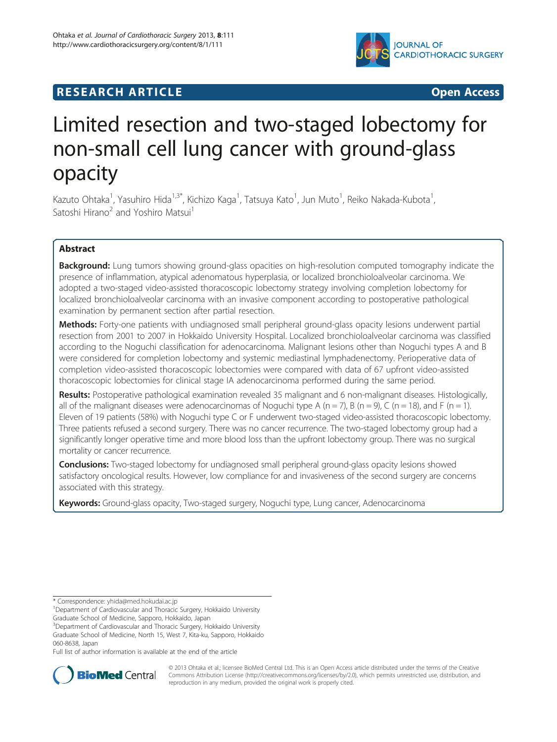**RESEARCH ARTICLE** **Open Access**

# Limited resection and two-staged lobectomy for non-small cell lung cancer with ground-glass opacity

Kazuto Ohtaka[1], Yasuhiro Hida[1,3*], Kichizo Kaga[1], Tatsuya Kato[1], Jun Muto[1], Reiko Nakada-Kubota[1], Satoshi Hirano[2] and Yoshiro Matsui[1]

## Abstract

**Background:** Lung tumors showing ground-glass opacities on high-resolution computed tomography indicate the presence of inflammation, atypical adenomatous hyperplasia, or localized bronchioloalveolar carcinoma. We adopted a two-staged video-assisted thoracoscopic lobectomy strategy involving completion lobectomy for localized bronchioloalveolar carcinoma with an invasive component according to postoperative pathological examination by permanent section after partial resection.

**Methods:** Forty-one patients with undiagnosed small peripheral ground-glass opacity lesions underwent partial resection from 2001 to 2007 in Hokkaido University Hospital. Localized bronchioloalveolar carcinoma was classified according to the Noguchi classification for adenocarcinoma. Malignant lesions other than Noguchi types A and B were considered for completion lobectomy and systemic mediastinal lymphadenectomy. Perioperative data of completion video-assisted thoracoscopic lobectomies were compared with data of 67 upfront video-assisted thoracoscopic lobectomies for clinical stage IA adenocarcinoma performed during the same period.

**Results:** Postoperative pathological examination revealed 35 malignant and 6 non-malignant diseases. Histologically, all of the malignant diseases were adenocarcinomas of Noguchi type A (n = 7), B (n = 9), C (n = 18), and F (n = 1). Eleven of 19 patients (58%) with Noguchi type C or F underwent two-staged video-assisted thoracoscopic lobectomy. Three patients refused a second surgery. There was no cancer recurrence. The two-staged lobectomy group had a significantly longer operative time and more blood loss than the upfront lobectomy group. There was no surgical mortality or cancer recurrence.

**Conclusions:** Two-staged lobectomy for undiagnosed small peripheral ground-glass opacity lesions showed satisfactory oncological results. However, low compliance for and invasiveness of the second surgery are concerns associated with this strategy.

**Keywords:** Ground-glass opacity, Two-staged surgery, Noguchi type, Lung cancer, Adenocarcinoma

---

\* Correspondence: yhida@med.hokudai.ac.jp

[1]Department of Cardiovascular and Thoracic Surgery, Hokkaido University Graduate School of Medicine, Sapporo, Hokkaido, Japan

[3]Department of Cardiovascular and Thoracic Surgery, Hokkaido University Graduate School of Medicine, North 15, West 7, Kita-ku, Sapporo, Hokkaido 060-8638, Japan

Full list of author information is available at the end of the article

© 2013 Ohtaka et al.; licensee BioMed Central Ltd. This is an Open Access article distributed under the terms of the Creative Commons Attribution License (http://creativecommons.org/licenses/by/2.0), which permits unrestricted use, distribution, and reproduction in any medium, provided the original work is properly cited.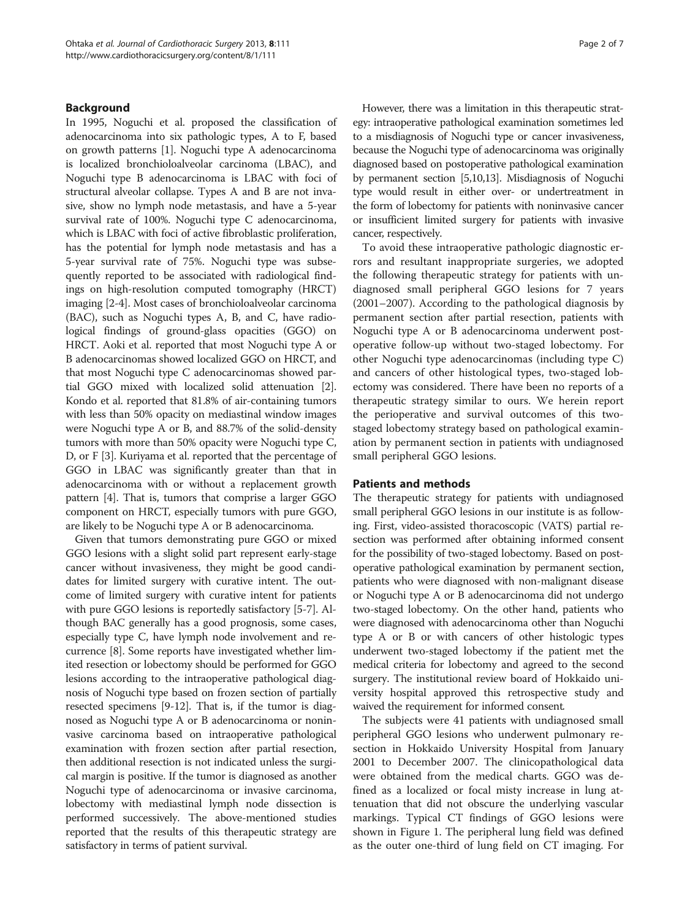## Background

In 1995, Noguchi et al. proposed the classification of adenocarcinoma into six pathologic types, A to F, based on growth patterns [1]. Noguchi type A adenocarcinoma is localized bronchioloalveolar carcinoma (LBAC), and Noguchi type B adenocarcinoma is LBAC with foci of structural alveolar collapse. Types A and B are not invasive, show no lymph node metastasis, and have a 5-year survival rate of 100%. Noguchi type C adenocarcinoma, which is LBAC with foci of active fibroblastic proliferation, has the potential for lymph node metastasis and has a 5-year survival rate of 75%. Noguchi type was subsequently reported to be associated with radiological findings on high-resolution computed tomography (HRCT) imaging [2-4]. Most cases of bronchioloalveolar carcinoma (BAC), such as Noguchi types A, B, and C, have radiological findings of ground-glass opacities (GGO) on HRCT. Aoki et al. reported that most Noguchi type A or B adenocarcinomas showed localized GGO on HRCT, and that most Noguchi type C adenocarcinomas showed partial GGO mixed with localized solid attenuation [2]. Kondo et al. reported that 81.8% of air-containing tumors with less than 50% opacity on mediastinal window images were Noguchi type A or B, and 88.7% of the solid-density tumors with more than 50% opacity were Noguchi type C, D, or F [3]. Kuriyama et al. reported that the percentage of GGO in LBAC was significantly greater than that in adenocarcinoma with or without a replacement growth pattern [4]. That is, tumors that comprise a larger GGO component on HRCT, especially tumors with pure GGO, are likely to be Noguchi type A or B adenocarcinoma.

Given that tumors demonstrating pure GGO or mixed GGO lesions with a slight solid part represent early-stage cancer without invasiveness, they might be good candidates for limited surgery with curative intent. The outcome of limited surgery with curative intent for patients with pure GGO lesions is reportedly satisfactory [5-7]. Although BAC generally has a good prognosis, some cases, especially type C, have lymph node involvement and recurrence [8]. Some reports have investigated whether limited resection or lobectomy should be performed for GGO lesions according to the intraoperative pathological diagnosis of Noguchi type based on frozen section of partially resected specimens [9-12]. That is, if the tumor is diagnosed as Noguchi type A or B adenocarcinoma or noninvasive carcinoma based on intraoperative pathological examination with frozen section after partial resection, then additional resection is not indicated unless the surgical margin is positive. If the tumor is diagnosed as another Noguchi type of adenocarcinoma or invasive carcinoma, lobectomy with mediastinal lymph node dissection is performed successively. The above-mentioned studies reported that the results of this therapeutic strategy are satisfactory in terms of patient survival.

However, there was a limitation in this therapeutic strategy: intraoperative pathological examination sometimes led to a misdiagnosis of Noguchi type or cancer invasiveness, because the Noguchi type of adenocarcinoma was originally diagnosed based on postoperative pathological examination by permanent section [5,10,13]. Misdiagnosis of Noguchi type would result in either over- or undertreatment in the form of lobectomy for patients with noninvasive cancer or insufficient limited surgery for patients with invasive cancer, respectively.

To avoid these intraoperative pathologic diagnostic errors and resultant inappropriate surgeries, we adopted the following therapeutic strategy for patients with undiagnosed small peripheral GGO lesions for 7 years (2001–2007). According to the pathological diagnosis by permanent section after partial resection, patients with Noguchi type A or B adenocarcinoma underwent postoperative follow-up without two-staged lobectomy. For other Noguchi type adenocarcinomas (including type C) and cancers of other histological types, two-staged lobectomy was considered. There have been no reports of a therapeutic strategy similar to ours. We herein report the perioperative and survival outcomes of this two-staged lobectomy strategy based on pathological examination by permanent section in patients with undiagnosed small peripheral GGO lesions.

## Patients and methods

The therapeutic strategy for patients with undiagnosed small peripheral GGO lesions in our institute is as following. First, video-assisted thoracoscopic (VATS) partial resection was performed after obtaining informed consent for the possibility of two-staged lobectomy. Based on postoperative pathological examination by permanent section, patients who were diagnosed with non-malignant disease or Noguchi type A or B adenocarcinoma did not undergo two-staged lobectomy. On the other hand, patients who were diagnosed with adenocarcinoma other than Noguchi type A or B or with cancers of other histologic types underwent two-staged lobectomy if the patient met the medical criteria for lobectomy and agreed to the second surgery. The institutional review board of Hokkaido university hospital approved this retrospective study and waived the requirement for informed consent.

The subjects were 41 patients with undiagnosed small peripheral GGO lesions who underwent pulmonary resection in Hokkaido University Hospital from January 2001 to December 2007. The clinicopathological data were obtained from the medical charts. GGO was defined as a localized or focal misty increase in lung attenuation that did not obscure the underlying vascular markings. Typical CT findings of GGO lesions were shown in Figure 1. The peripheral lung field was defined as the outer one-third of lung field on CT imaging. For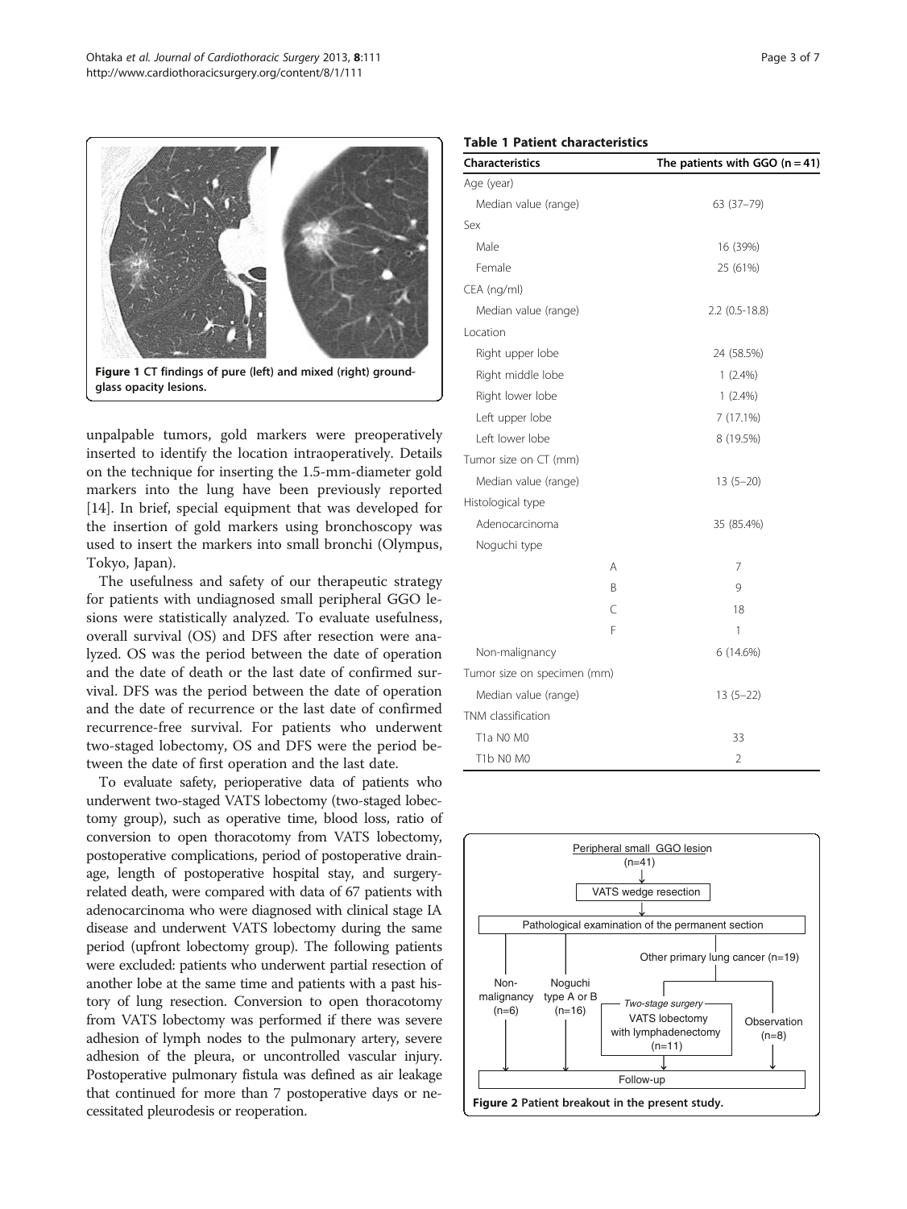Figure 1 CT findings of pure (left) and mixed (right) ground-glass opacity lesions.

unpalpable tumors, gold markers were preoperatively inserted to identify the location intraoperatively. Details on the technique for inserting the 1.5-mm-diameter gold markers into the lung have been previously reported [14]. In brief, special equipment that was developed for the insertion of gold markers using bronchoscopy was used to insert the markers into small bronchi (Olympus, Tokyo, Japan).

The usefulness and safety of our therapeutic strategy for patients with undiagnosed small peripheral GGO lesions were statistically analyzed. To evaluate usefulness, overall survival (OS) and DFS after resection were analyzed. OS was the period between the date of operation and the date of death or the last date of confirmed survival. DFS was the period between the date of operation and the date of recurrence or the last date of confirmed recurrence-free survival. For patients who underwent two-staged lobectomy, OS and DFS were the period between the date of first operation and the last date.

To evaluate safety, perioperative data of patients who underwent two-staged VATS lobectomy (two-staged lobectomy group), such as operative time, blood loss, ratio of conversion to open thoracotomy from VATS lobectomy, postoperative complications, period of postoperative drainage, length of postoperative hospital stay, and surgery-related death, were compared with data of 67 patients with adenocarcinoma who were diagnosed with clinical stage IA disease and underwent VATS lobectomy during the same period (upfront lobectomy group). The following patients were excluded: patients who underwent partial resection of another lobe at the same time and patients with a past history of lung resection. Conversion to open thoracotomy from VATS lobectomy was performed if there was severe adhesion of lymph nodes to the pulmonary artery, severe adhesion of the pleura, or uncontrolled vascular injury. Postoperative pulmonary fistula was defined as air leakage that continued for more than 7 postoperative days or necessitated pleurodesis or reoperation.

**Table 1 Patient characteristics**

| Characteristics | The patients with GGO (n = 41) |
|---|---|
| Age (year) | |
| Median value (range) | 63 (37–79) |
| Sex | |
| Male | 16 (39%) |
| Female | 25 (61%) |
| CEA (ng/ml) | |
| Median value (range) | 2.2 (0.5-18.8) |
| Location | |
| Right upper lobe | 24 (58.5%) |
| Right middle lobe | 1 (2.4%) |
| Right lower lobe | 1 (2.4%) |
| Left upper lobe | 7 (17.1%) |
| Left lower lobe | 8 (19.5%) |
| Tumor size on CT (mm) | |
| Median value (range) | 13 (5–20) |
| Histological type | |
| Adenocarcinoma | 35 (85.4%) |
| Noguchi type | |
| A | 7 |
| B | 9 |
| C | 18 |
| F | 1 |
| Non-malignancy | 6 (14.6%) |
| Tumor size on specimen (mm) | |
| Median value (range) | 13 (5–22) |
| TNM classification | |
| T1a N0 M0 | 33 |
| T1b N0 M0 | 2 |

Peripheral small GGO lesion (n=41) → VATS wedge resection → Pathological examination of the permanent section → Non-malignancy (n=6); Noguchi type A or B (n=16); Other primary lung cancer (n=19) → Two-stage surgery: VATS lobectomy with lymphadenectomy (n=11); Observation (n=8) → Follow-up

Figure 2 Patient breakout in the present study.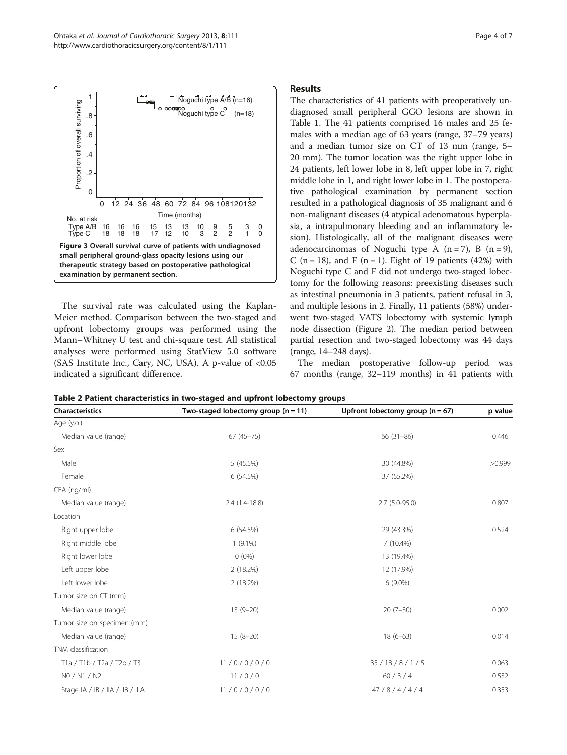Figure 3 Overall survival curve of patients with undiagnosed small peripheral ground-glass opacity lesions using our therapeutic strategy based on postoperative pathological examination by permanent section.

The survival rate was calculated using the Kaplan-Meier method. Comparison between the two-staged and upfront lobectomy groups was performed using the Mann–Whitney U test and chi-square test. All statistical analyses were performed using StatView 5.0 software (SAS Institute Inc., Cary, NC, USA). A p-value of <0.05 indicated a significant difference.

## Results

The characteristics of 41 patients with preoperatively undiagnosed small peripheral GGO lesions are shown in Table 1. The 41 patients comprised 16 males and 25 females with a median age of 63 years (range, 37–79 years) and a median tumor size on CT of 13 mm (range, 5–20 mm). The tumor location was the right upper lobe in 24 patients, left lower lobe in 8, left upper lobe in 7, right middle lobe in 1, and right lower lobe in 1. The postoperative pathological examination by permanent section resulted in a pathological diagnosis of 35 malignant and 6 non-malignant diseases (4 atypical adenomatous hyperplasia, a intrapulmonary bleeding and an inflammatory lesion). Histologically, all of the malignant diseases were adenocarcinomas of Noguchi type A (n = 7), B (n = 9), C (n = 18), and F (n = 1). Eight of 19 patients (42%) with Noguchi type C and F did not undergo two-staged lobectomy for the following reasons: preexisting diseases such as intestinal pneumonia in 3 patients, patient refusal in 3, and multiple lesions in 2. Finally, 11 patients (58%) underwent two-staged VATS lobectomy with systemic lymph node dissection (Figure 2). The median period between partial resection and two-staged lobectomy was 44 days (range, 14–248 days).

The median postoperative follow-up period was 67 months (range, 32–119 months) in 41 patients with

**Table 2 Patient characteristics in two-staged and upfront lobectomy groups**

| Characteristics | Two-staged lobectomy group (n = 11) | Upfront lobectomy group (n = 67) | p value |
|---|---|---|---|
| Age (y.o.) | | | |
| Median value (range) | 67 (45–75) | 66 (31–86) | 0.446 |
| Sex | | | |
| Male | 5 (45.5%) | 30 (44.8%) | >0.999 |
| Female | 6 (54.5%) | 37 (55.2%) | |
| CEA (ng/ml) | | | |
| Median value (range) | 2.4 (1.4-18.8) | 2.7 (5.0-95.0) | 0.807 |
| Location | | | |
| Right upper lobe | 6 (54.5%) | 29 (43.3%) | 0.524 |
| Right middle lobe | 1 (9.1%) | 7 (10.4%) | |
| Right lower lobe | 0 (0%) | 13 (19.4%) | |
| Left upper lobe | 2 (18.2%) | 12 (17.9%) | |
| Left lower lobe | 2 (18.2%) | 6 (9.0%) | |
| Tumor size on CT (mm) | | | |
| Median value (range) | 13 (9–20) | 20 (7–30) | 0.002 |
| Tumor size on specimen (mm) | | | |
| Median value (range) | 15 (8–20) | 18 (6–63) | 0.014 |
| TNM classification | | | |
| T1a / T1b / T2a / T2b / T3 | 11 / 0 / 0 / 0 / 0 | 35 / 18 / 8 / 1 / 5 | 0.063 |
| N0 / N1 / N2 | 11 / 0 / 0 | 60 / 3 / 4 | 0.532 |
| Stage IA / IB / IIA / IIB / IIIA | 11 / 0 / 0 / 0 / 0 | 47 / 8 / 4 / 4 / 4 | 0.353 |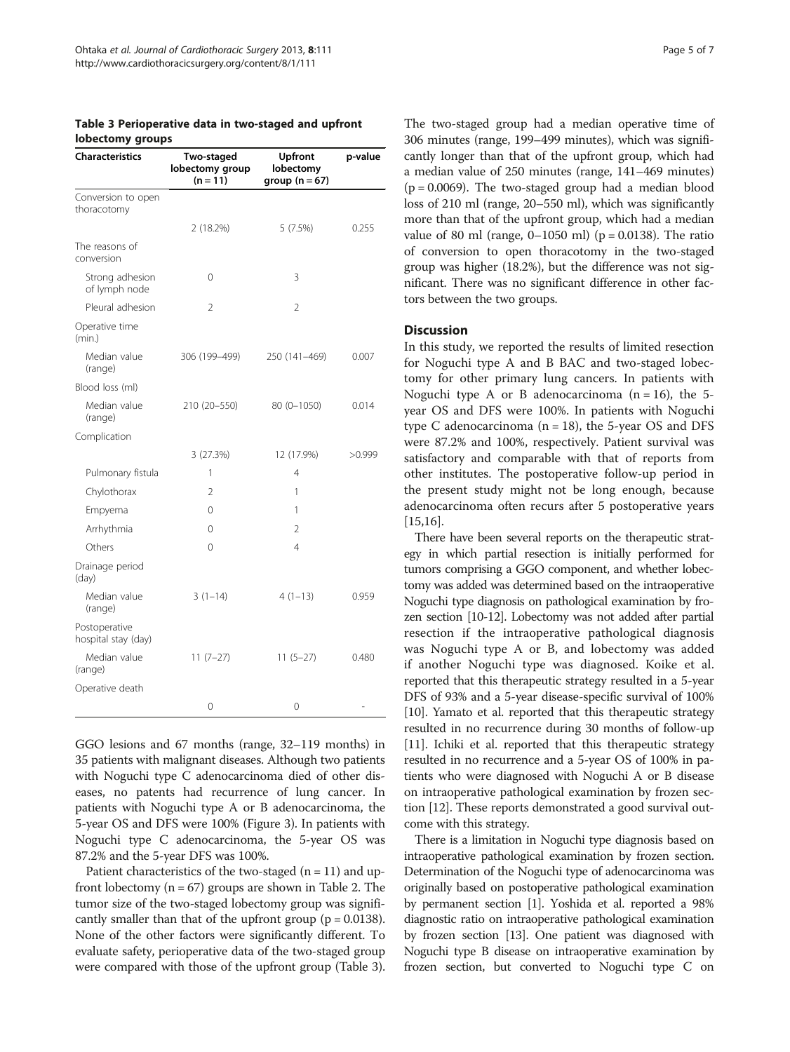**Table 3 Perioperative data in two-staged and upfront lobectomy groups**

| Characteristics | Two-staged lobectomy group (n = 11) | Upfront lobectomy group (n = 67) | p-value |
|---|---|---|---|
| Conversion to open thoracotomy | | | |
| | 2 (18.2%) | 5 (7.5%) | 0.255 |
| The reasons of conversion | | | |
| Strong adhesion of lymph node | 0 | 3 | |
| Pleural adhesion | 2 | 2 | |
| Operative time (min.) | | | |
| Median value (range) | 306 (199–499) | 250 (141–469) | 0.007 |
| Blood loss (ml) | | | |
| Median value (range) | 210 (20–550) | 80 (0–1050) | 0.014 |
| Complication | | | |
| | 3 (27.3%) | 12 (17.9%) | >0.999 |
| Pulmonary fistula | 1 | 4 | |
| Chylothorax | 2 | 1 | |
| Empyema | 0 | 1 | |
| Arrhythmia | 0 | 2 | |
| Others | 0 | 4 | |
| Drainage period (day) | | | |
| Median value (range) | 3 (1–14) | 4 (1–13) | 0.959 |
| Postoperative hospital stay (day) | | | |
| Median value (range) | 11 (7–27) | 11 (5–27) | 0.480 |
| Operative death | | | |
| | 0 | 0 | - |

GGO lesions and 67 months (range, 32–119 months) in 35 patients with malignant diseases. Although two patients with Noguchi type C adenocarcinoma died of other diseases, no patents had recurrence of lung cancer. In patients with Noguchi type A or B adenocarcinoma, the 5-year OS and DFS were 100% (Figure 3). In patients with Noguchi type C adenocarcinoma, the 5-year OS was 87.2% and the 5-year DFS was 100%.

Patient characteristics of the two-staged (n = 11) and upfront lobectomy (n = 67) groups are shown in Table 2. The tumor size of the two-staged lobectomy group was significantly smaller than that of the upfront group (p = 0.0138). None of the other factors were significantly different. To evaluate safety, perioperative data of the two-staged group were compared with those of the upfront group (Table 3). The two-staged group had a median operative time of 306 minutes (range, 199–499 minutes), which was significantly longer than that of the upfront group, which had a median value of 250 minutes (range, 141–469 minutes) (p = 0.0069). The two-staged group had a median blood loss of 210 ml (range, 20–550 ml), which was significantly more than that of the upfront group, which had a median value of 80 ml (range, 0–1050 ml) (p = 0.0138). The ratio of conversion to open thoracotomy in the two-staged group was higher (18.2%), but the difference was not significant. There was no significant difference in other factors between the two groups.

## Discussion

In this study, we reported the results of limited resection for Noguchi type A and B BAC and two-staged lobectomy for other primary lung cancers. In patients with Noguchi type A or B adenocarcinoma (n = 16), the 5-year OS and DFS were 100%. In patients with Noguchi type C adenocarcinoma (n = 18), the 5-year OS and DFS were 87.2% and 100%, respectively. Patient survival was satisfactory and comparable with that of reports from other institutes. The postoperative follow-up period in the present study might not be long enough, because adenocarcinoma often recurs after 5 postoperative years [15,16].

There have been several reports on the therapeutic strategy in which partial resection is initially performed for tumors comprising a GGO component, and whether lobectomy was added was determined based on the intraoperative Noguchi type diagnosis on pathological examination by frozen section [10-12]. Lobectomy was not added after partial resection if the intraoperative pathological diagnosis was Noguchi type A or B, and lobectomy was added if another Noguchi type was diagnosed. Koike et al. reported that this therapeutic strategy resulted in a 5-year DFS of 93% and a 5-year disease-specific survival of 100% [10]. Yamato et al. reported that this therapeutic strategy resulted in no recurrence during 30 months of follow-up [11]. Ichiki et al. reported that this therapeutic strategy resulted in no recurrence and a 5-year OS of 100% in patients who were diagnosed with Noguchi A or B disease on intraoperative pathological examination by frozen section [12]. These reports demonstrated a good survival outcome with this strategy.

There is a limitation in Noguchi type diagnosis based on intraoperative pathological examination by frozen section. Determination of the Noguchi type of adenocarcinoma was originally based on postoperative pathological examination by permanent section [1]. Yoshida et al. reported a 98% diagnostic ratio on intraoperative pathological examination by frozen section [13]. One patient was diagnosed with Noguchi type B disease on intraoperative examination by frozen section, but converted to Noguchi type C on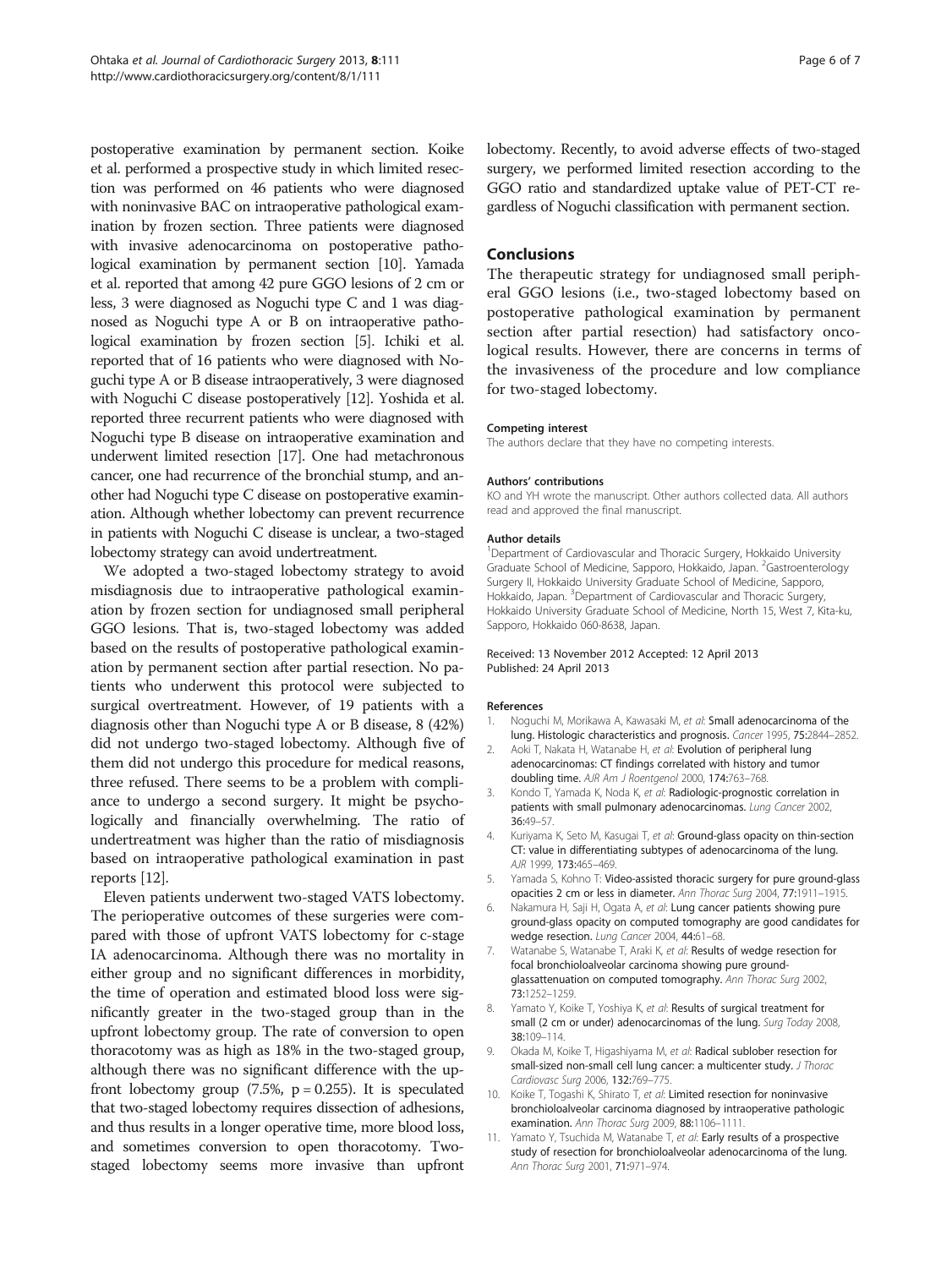postoperative examination by permanent section. Koike et al. performed a prospective study in which limited resection was performed on 46 patients who were diagnosed with noninvasive BAC on intraoperative pathological examination by frozen section. Three patients were diagnosed with invasive adenocarcinoma on postoperative pathological examination by permanent section [10]. Yamada et al. reported that among 42 pure GGO lesions of 2 cm or less, 3 were diagnosed as Noguchi type C and 1 was diagnosed as Noguchi type A or B on intraoperative pathological examination by frozen section [5]. Ichiki et al. reported that of 16 patients who were diagnosed with Noguchi type A or B disease intraoperatively, 3 were diagnosed with Noguchi C disease postoperatively [12]. Yoshida et al. reported three recurrent patients who were diagnosed with Noguchi type B disease on intraoperative examination and underwent limited resection [17]. One had metachronous cancer, one had recurrence of the bronchial stump, and another had Noguchi type C disease on postoperative examination. Although whether lobectomy can prevent recurrence in patients with Noguchi C disease is unclear, a two-staged lobectomy strategy can avoid undertreatment.

We adopted a two-staged lobectomy strategy to avoid misdiagnosis due to intraoperative pathological examination by frozen section for undiagnosed small peripheral GGO lesions. That is, two-staged lobectomy was added based on the results of postoperative pathological examination by permanent section after partial resection. No patients who underwent this protocol were subjected to surgical overtreatment. However, of 19 patients with a diagnosis other than Noguchi type A or B disease, 8 (42%) did not undergo two-staged lobectomy. Although five of them did not undergo this procedure for medical reasons, three refused. There seems to be a problem with compliance to undergo a second surgery. It might be psychologically and financially overwhelming. The ratio of undertreatment was higher than the ratio of misdiagnosis based on intraoperative pathological examination in past reports [12].

Eleven patients underwent two-staged VATS lobectomy. The perioperative outcomes of these surgeries were compared with those of upfront VATS lobectomy for c-stage IA adenocarcinoma. Although there was no mortality in either group and no significant differences in morbidity, the time of operation and estimated blood loss were significantly greater in the two-staged group than in the upfront lobectomy group. The rate of conversion to open thoracotomy was as high as 18% in the two-staged group, although there was no significant difference with the upfront lobectomy group (7.5%, $p = 0.255$). It is speculated that two-staged lobectomy requires dissection of adhesions, and thus results in a longer operative time, more blood loss, and sometimes conversion to open thoracotomy. Two-staged lobectomy seems more invasive than upfront lobectomy. Recently, to avoid adverse effects of two-staged surgery, we performed limited resection according to the GGO ratio and standardized uptake value of PET-CT regardless of Noguchi classification with permanent section.

## Conclusions

The therapeutic strategy for undiagnosed small peripheral GGO lesions (i.e., two-staged lobectomy based on postoperative pathological examination by permanent section after partial resection) had satisfactory oncological results. However, there are concerns in terms of the invasiveness of the procedure and low compliance for two-staged lobectomy.

#### Competing interest

The authors declare that they have no competing interests.

#### Authors' contributions

KO and YH wrote the manuscript. Other authors collected data. All authors read and approved the final manuscript.

#### Author details

[1]Department of Cardiovascular and Thoracic Surgery, Hokkaido University Graduate School of Medicine, Sapporo, Hokkaido, Japan. [2]Gastroenterology Surgery II, Hokkaido University Graduate School of Medicine, Sapporo, Hokkaido, Japan. [3]Department of Cardiovascular and Thoracic Surgery, Hokkaido University Graduate School of Medicine, North 15, West 7, Kita-ku, Sapporo, Hokkaido 060-8638, Japan.

Received: 13 November 2012 Accepted: 12 April 2013
Published: 24 April 2013

#### References

1. Noguchi M, Morikawa A, Kawasaki M, *et al*: **Small adenocarcinoma of the lung. Histologic characteristics and prognosis.** *Cancer* 1995, **75:**2844–2852.
2. Aoki T, Nakata H, Watanabe H, *et al*: **Evolution of peripheral lung adenocarcinomas: CT findings correlated with history and tumor doubling time.** *AJR Am J Roentgenol* 2000, **174:**763–768.
3. Kondo T, Yamada K, Noda K, *et al*: **Radiologic-prognostic correlation in patients with small pulmonary adenocarcinomas.** *Lung Cancer* 2002, **36:**49–57.
4. Kuriyama K, Seto M, Kasugai T, *et al*: **Ground-glass opacity on thin-section CT: value in differentiating subtypes of adenocarcinoma of the lung.** *AJR* 1999, **173:**465–469.
5. Yamada S, Kohno T: **Video-assisted thoracic surgery for pure ground-glass opacities 2 cm or less in diameter.** *Ann Thorac Surg* 2004, **77:**1911–1915.
6. Nakamura H, Saji H, Ogata A, *et al*: **Lung cancer patients showing pure ground-glass opacity on computed tomography are good candidates for wedge resection.** *Lung Cancer* 2004, **44:**61–68.
7. Watanabe S, Watanabe T, Araki K, *et al*: **Results of wedge resection for focal bronchioloalveolar carcinoma showing pure ground-glassattenuation on computed tomography.** *Ann Thorac Surg* 2002, **73:**1252–1259.
8. Yamato Y, Koike T, Yoshiya K, *et al*: **Results of surgical treatment for small (2 cm or under) adenocarcinomas of the lung.** *Surg Today* 2008, **38:**109–114.
9. Okada M, Koike T, Higashiyama M, *et al*: **Radical sublober resection for small-sized non-small cell lung cancer: a multicenter study.** *J Thorac Cardiovasc Surg* 2006, **132:**769–775.
10. Koike T, Togashi K, Shirato T, *et al*: **Limited resection for noninvasive bronchioloalveolar carcinoma diagnosed by intraoperative pathologic examination.** *Ann Thorac Surg* 2009, **88:**1106–1111.
11. Yamato Y, Tsuchida M, Watanabe T, *et al*: **Early results of a prospective study of resection for bronchioloalveolar adenocarcinoma of the lung.** *Ann Thorac Surg* 2001, **71:**971–974.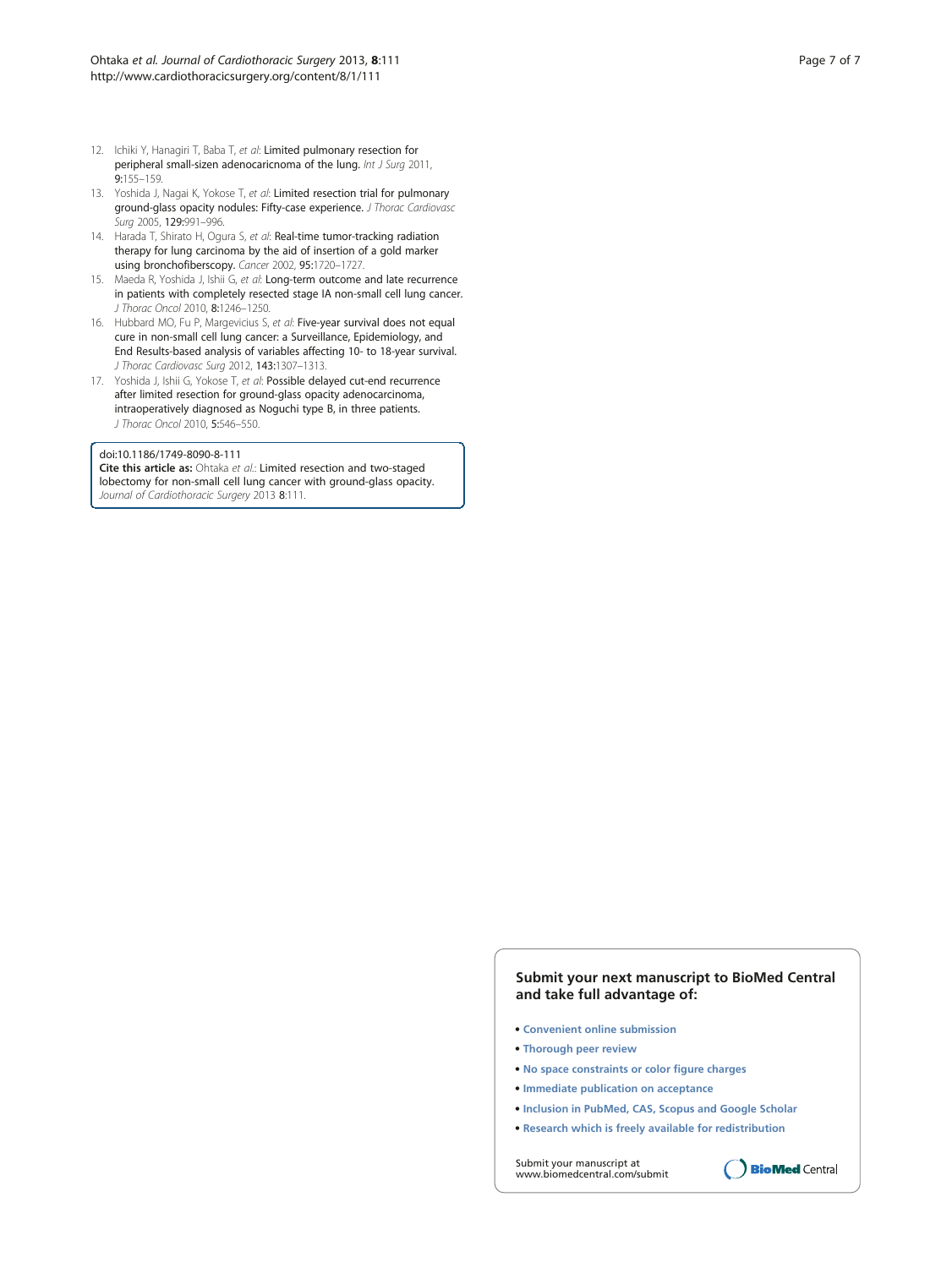12. Ichiki Y, Hanagiri T, Baba T, *et al*: **Limited pulmonary resection for peripheral small-sized adenocaricnoma of the lung.** *Int J Surg* 2011, **9:**155–159.
13. Yoshida J, Nagai K, Yokose T, *et al*: **Limited resection trial for pulmonary ground-glass opacity nodules: Fifty-case experience.** *J Thorac Cardiovasc Surg* 2005, **129:**991–996.
14. Harada T, Shirato H, Ogura S, *et al*: **Real-time tumor-tracking radiation therapy for lung carcinoma by the aid of insertion of a gold marker using bronchofiberscopy.** *Cancer* 2002, **95:**1720–1727.
15. Maeda R, Yoshida J, Ishii G, *et al*: **Long-term outcome and late recurrence in patients with completely resected stage IA non-small cell lung cancer.** *J Thorac Oncol* 2010, **8:**1246–1250.
16. Hubbard MO, Fu P, Margevicius S, *et al*: **Five-year survival does not equal cure in non-small cell lung cancer: a Surveillance, Epidemiology, and End Results-based analysis of variables affecting 10- to 18-year survival.** *J Thorac Cardiovasc Surg* 2012, **143:**1307–1313.
17. Yoshida J, Ishii G, Yokose T, *et al*: **Possible delayed cut-end recurrence after limited resection for ground-glass opacity adenocarcinoma, intraoperatively diagnosed as Noguchi type B, in three patients.** *J Thorac Oncol* 2010, **5:**546–550.

doi:10.1186/1749-8090-8-111

**Cite this article as:** Ohtaka *et al.*: Limited resection and two-staged lobectomy for non-small cell lung cancer with ground-glass opacity. *Journal of Cardiothoracic Surgery* 2013 **8**:111.

**Submit your next manuscript to BioMed Central and take full advantage of:**

- **Convenient online submission**
- **Thorough peer review**
- **No space constraints or color figure charges**
- **Immediate publication on acceptance**
- **Inclusion in PubMed, CAS, Scopus and Google Scholar**
- **Research which is freely available for redistribution**

Submit your manuscript at
www.biomedcentral.com/submit

BioMed Central